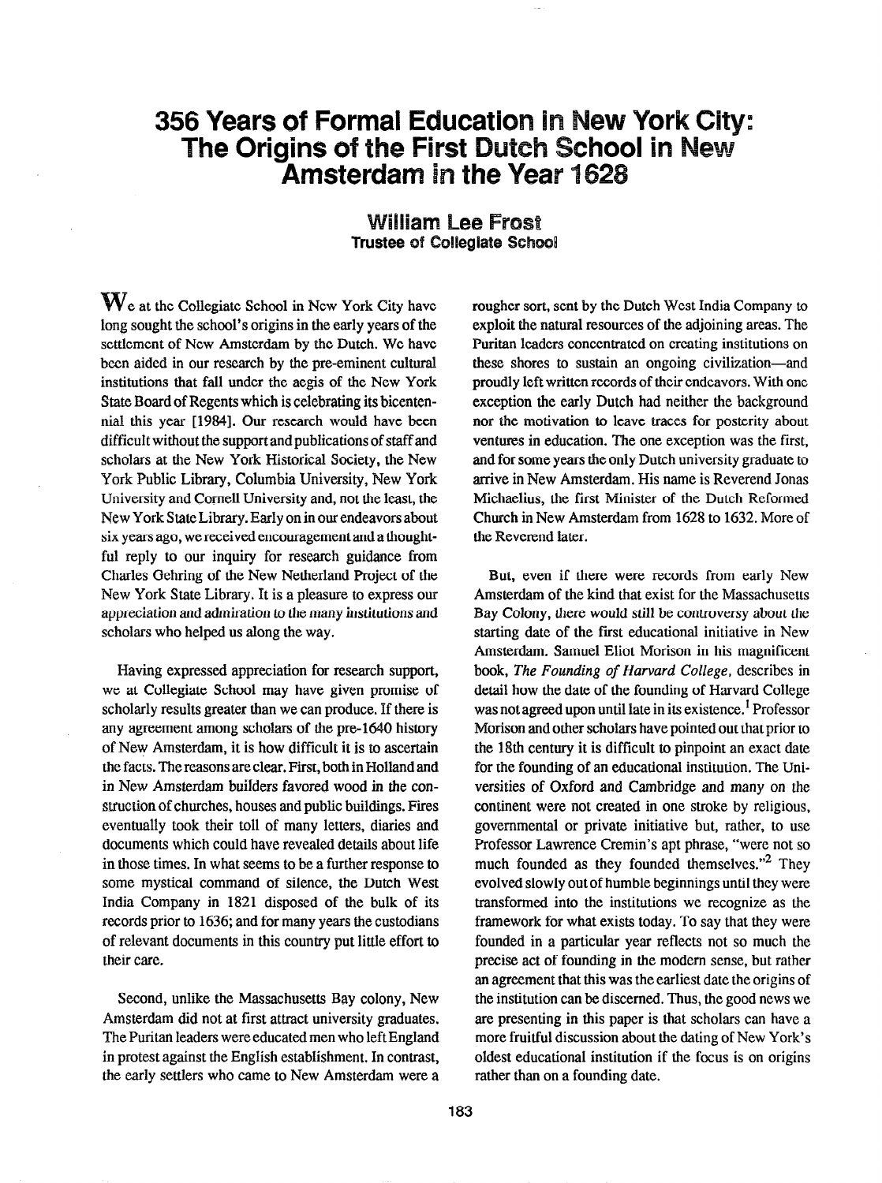# 356 Years of Formal Education in New York City: The Origins of the First Dutch School in New Amsterdam in the Year 1628

### William Lee Frost
**Trustee of Collegiate School**

We at the Collegiate School in New York City have long sought the school's origins in the early years of the settlement of New Amsterdam by the Dutch. We have been aided in our research by the pre-eminent cultural institutions that fall under the aegis of the New York State Board of Regents which is celebrating its bicentennial this year [1984]. Our research would have been difficult without the support and publications of staff and scholars at the New York Historical Society, the New York Public Library, Columbia University, New York University and Cornell University and, not the least, the New York State Library. Early on in our endeavors about six years ago, we received encouragement and a thoughtful reply to our inquiry for research guidance from Charles Gehring of the New Netherland Project of the New York State Library. It is a pleasure to express our appreciation and admiration to the many institutions and scholars who helped us along the way.

Having expressed appreciation for research support, we at Collegiate School may have given promise of scholarly results greater than we can produce. If there is any agreement among scholars of the pre-1640 history of New Amsterdam, it is how difficult it is to ascertain the facts. The reasons are clear. First, both in Holland and in New Amsterdam builders favored wood in the construction of churches, houses and public buildings. Fires eventually took their toll of many letters, diaries and documents which could have revealed details about life in those times. In what seems to be a further response to some mystical command of silence, the Dutch West India Company in 1821 disposed of the bulk of its records prior to 1636; and for many years the custodians of relevant documents in this country put little effort to their care.

Second, unlike the Massachusetts Bay colony, New Amsterdam did not at first attract university graduates. The Puritan leaders were educated men who left England in protest against the English establishment. In contrast, the early settlers who came to New Amsterdam were a rougher sort, sent by the Dutch West India Company to exploit the natural resources of the adjoining areas. The Puritan leaders concentrated on creating institutions on these shores to sustain an ongoing civilization—and proudly left written records of their endeavors. With one exception the early Dutch had neither the background nor the motivation to leave traces for posterity about ventures in education. The one exception was the first, and for some years the only Dutch university graduate to arrive in New Amsterdam. His name is Reverend Jonas Michaelius, the first Minister of the Dutch Reformed Church in New Amsterdam from 1628 to 1632. More of the Reverend later.

But, even if there were records from early New Amsterdam of the kind that exist for the Massachusetts Bay Colony, there would still be controversy about the starting date of the first educational initiative in New Amsterdam. Samuel Eliot Morison in his magnificent book, *The Founding of Harvard College*, describes in detail how the date of the founding of Harvard College was not agreed upon until late in its existence.[1] Professor Morison and other scholars have pointed out that prior to the 18th century it is difficult to pinpoint an exact date for the founding of an educational institution. The Universities of Oxford and Cambridge and many on the continent were not created in one stroke by religious, governmental or private initiative but, rather, to use Professor Lawrence Cremin's apt phrase, "were not so much founded as they founded themselves."[2] They evolved slowly out of humble beginnings until they were transformed into the institutions we recognize as the framework for what exists today. To say that they were founded in a particular year reflects not so much the precise act of founding in the modern sense, but rather an agreement that this was the earliest date the origins of the institution can be discerned. Thus, the good news we are presenting in this paper is that scholars can have a more fruitful discussion about the dating of New York's oldest educational institution if the focus is on origins rather than on a founding date.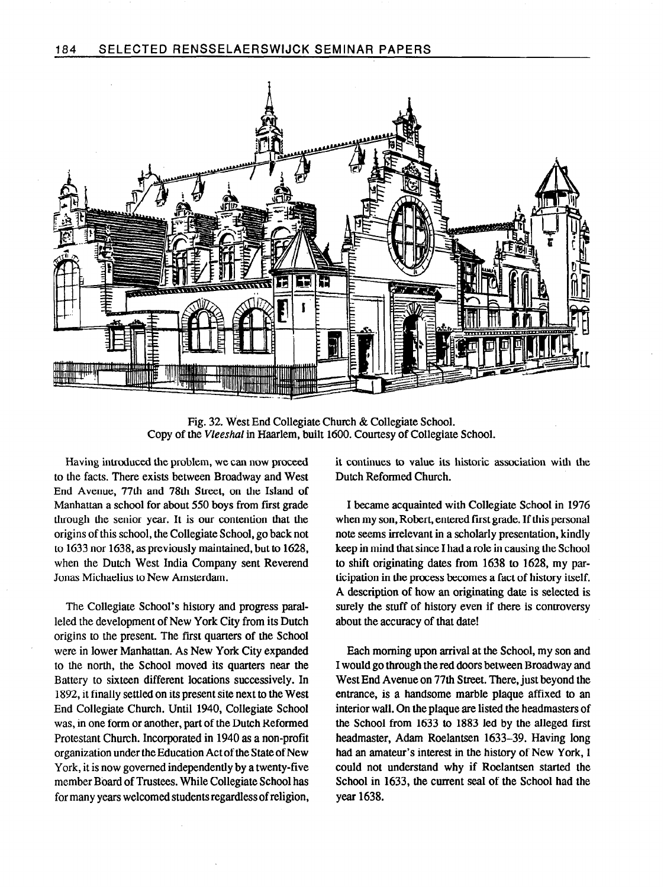Fig. 32. West End Collegiate Church & Collegiate School.
Copy of the *Vleeshal* in Haarlem, built 1600. Courtesy of Collegiate School.

Having introduced the problem, we can now proceed to the facts. There exists between Broadway and West End Avenue, 77th and 78th Street, on the Island of Manhattan a school for about 550 boys from first grade through the senior year. It is our contention that the origins of this school, the Collegiate School, go back not to 1633 nor 1638, as previously maintained, but to 1628, when the Dutch West India Company sent Reverend Jonas Michaelius to New Amsterdam.

The Collegiate School's history and progress paralleled the development of New York City from its Dutch origins to the present. The first quarters of the School were in lower Manhattan. As New York City expanded to the north, the School moved its quarters near the Battery to sixteen different locations successively. In 1892, it finally settled on its present site next to the West End Collegiate Church. Until 1940, Collegiate School was, in one form or another, part of the Dutch Reformed Protestant Church. Incorporated in 1940 as a non-profit organization under the Education Act of the State of New York, it is now governed independently by a twenty-five member Board of Trustees. While Collegiate School has for many years welcomed students regardless of religion, it continues to value its historic association with the Dutch Reformed Church.

I became acquainted with Collegiate School in 1976 when my son, Robert, entered first grade. If this personal note seems irrelevant in a scholarly presentation, kindly keep in mind that since I had a role in causing the School to shift originating dates from 1638 to 1628, my participation in the process becomes a fact of history itself. A description of how an originating date is selected is surely the stuff of history even if there is controversy about the accuracy of that date!

Each morning upon arrival at the School, my son and I would go through the red doors between Broadway and West End Avenue on 77th Street. There, just beyond the entrance, is a handsome marble plaque affixed to an interior wall. On the plaque are listed the headmasters of the School from 1633 to 1883 led by the alleged first headmaster, Adam Roelantsen 1633–39. Having long had an amateur's interest in the history of New York, I could not understand why if Roelantsen started the School in 1633, the current seal of the School had the year 1638.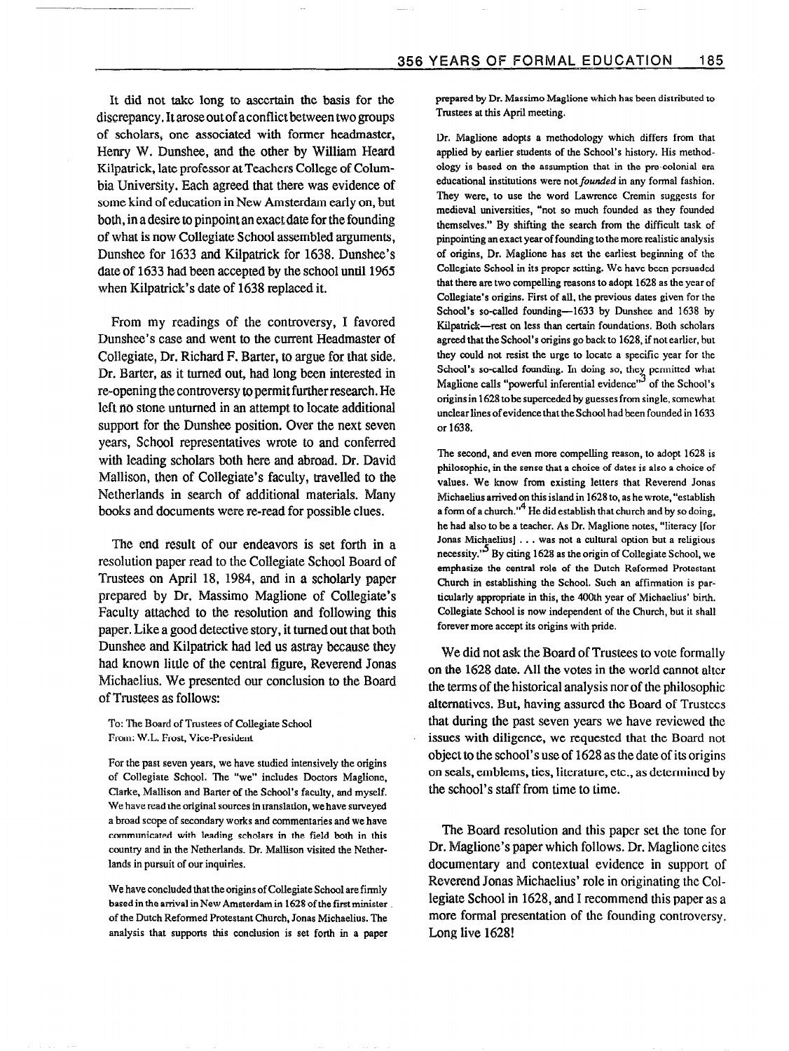It did not take long to ascertain the basis for the discrepancy. It arose out of a conflict between two groups of scholars, one associated with former headmaster, Henry W. Dunshee, and the other by William Heard Kilpatrick, late professor at Teachers College of Columbia University. Each agreed that there was evidence of some kind of education in New Amsterdam early on, but both, in a desire to pinpoint an exact date for the founding of what is now Collegiate School assembled arguments, Dunshee for 1633 and Kilpatrick for 1638. Dunshee's date of 1633 had been accepted by the school until 1965 when Kilpatrick's date of 1638 replaced it.

From my readings of the controversy, I favored Dunshee's case and went to the current Headmaster of Collegiate, Dr. Richard F. Barter, to argue for that side. Dr. Barter, as it turned out, had long been interested in re-opening the controversy to permit further research. He left no stone unturned in an attempt to locate additional support for the Dunshee position. Over the next seven years, School representatives wrote to and conferred with leading scholars both here and abroad. Dr. David Mallison, then of Collegiate's faculty, travelled to the Netherlands in search of additional materials. Many books and documents were re-read for possible clues.

The end result of our endeavors is set forth in a resolution paper read to the Collegiate School Board of Trustees on April 18, 1984, and in a scholarly paper prepared by Dr. Massimo Maglione of Collegiate's Faculty attached to the resolution and following this paper. Like a good detective story, it turned out that both Dunshee and Kilpatrick had led us astray because they had known little of the central figure, Reverend Jonas Michaelius. We presented our conclusion to the Board of Trustees as follows:

> To: The Board of Trustees of Collegiate School
> From: W.L. Frost, Vice-President
>
> For the past seven years, we have studied intensively the origins of Collegiate School. The "we" includes Doctors Maglione, Clarke, Mallison and Barter of the School's faculty, and myself. We have read the original sources in translation, we have surveyed a broad scope of secondary works and commentaries and we have communicated with leading scholars in the field both in this country and in the Netherlands. Dr. Mallison visited the Netherlands in pursuit of our inquiries.
>
> We have concluded that the origins of Collegiate School are firmly based in the arrival in New Amsterdam in 1628 of the first minister of the Dutch Reformed Protestant Church, Jonas Michaelius. The analysis that supports this conclusion is set forth in a paper prepared by Dr. Massimo Maglione which has been distributed to Trustees at this April meeting.
>
> Dr. Maglione adopts a methodology which differs from that applied by earlier students of the School's history. His methodology is based on the assumption that in the pre-colonial era educational institutions were not *founded* in any formal fashion. They were, to use the word Lawrence Cremin suggests for medieval universities, "not so much founded as they founded themselves." By shifting the search from the difficult task of pinpointing an exact year of founding to the more realistic analysis of origins, Dr. Maglione has set the earliest beginning of the Collegiate School in its proper setting. We have been persuaded that there are two compelling reasons to adopt 1628 as the year of Collegiate's origins. First of all, the previous dates given for the School's so-called founding—1633 by Dunshee and 1638 by Kilpatrick—rest on less than certain foundations. Both scholars agreed that the School's origins go back to 1628, if not earlier, but they could not resist the urge to locate a specific year for the School's so-called founding. In doing so, they permitted what Maglione calls "powerful inferential evidence"[3] of the School's origins in 1628 to be superceded by guesses from single, somewhat unclear lines of evidence that the School had been founded in 1633 or 1638.
>
> The second, and even more compelling reason, to adopt 1628 is philosophic, in the sense that a choice of dates is also a choice of values. We know from existing letters that Reverend Jonas Michaelius arrived on this island in 1628 to, as he wrote, "establish a form of a church."[4] He did establish that church and by so doing, he had also to be a teacher. As Dr. Maglione notes, "literacy [for Jonas Michaelius] . . . was not a cultural option but a religious necessity."[5] By citing 1628 as the origin of Collegiate School, we emphasize the central role of the Dutch Reformed Protestant Church in establishing the School. Such an affirmation is particularly appropriate in this, the 400th year of Michaelius' birth. Collegiate School is now independent of the Church, but it shall forever more accept its origins with pride.

We did not ask the Board of Trustees to vote formally on the 1628 date. All the votes in the world cannot alter the terms of the historical analysis nor of the philosophic alternatives. But, having assured the Board of Trustees that during the past seven years we have reviewed the issues with diligence, we requested that the Board not object to the school's use of 1628 as the date of its origins on seals, emblems, ties, literature, etc., as determined by the school's staff from time to time.

The Board resolution and this paper set the tone for Dr. Maglione's paper which follows. Dr. Maglione cites documentary and contextual evidence in support of Reverend Jonas Michaelius' role in originating the Collegiate School in 1628, and I recommend this paper as a more formal presentation of the founding controversy. Long live 1628!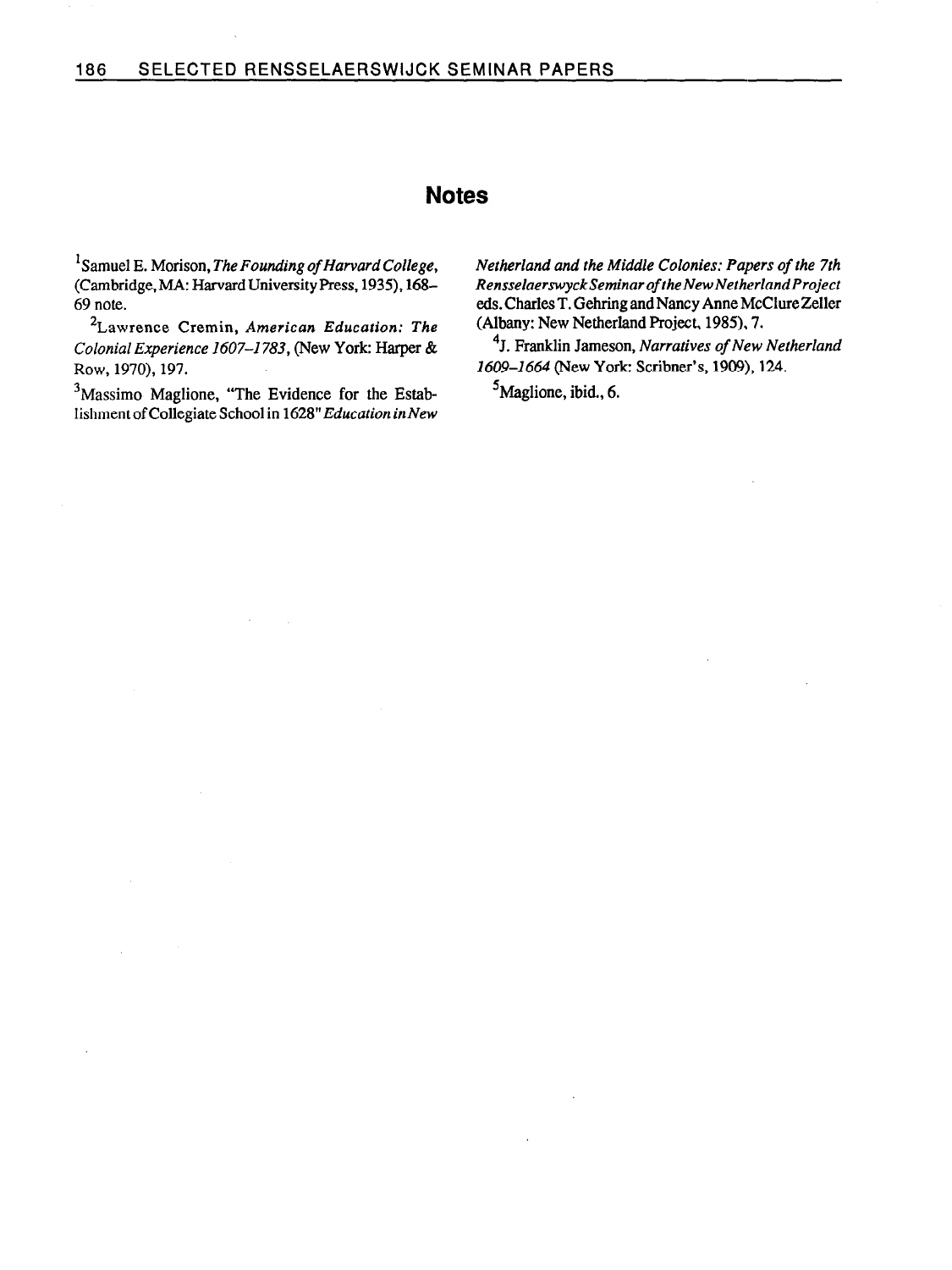## Notes

[1]Samuel E. Morison, *The Founding of Harvard College*, (Cambridge, MA: Harvard University Press, 1935), 168–69 note.

[2]Lawrence Cremin, *American Education: The Colonial Experience 1607–1783*, (New York: Harper & Row, 1970), 197.

[3]Massimo Maglione, "The Evidence for the Establishment of Collegiate School in 1628" *Education in New Netherland and the Middle Colonies: Papers of the 7th Rensselaerswyck Seminar of the New Netherland Project* eds. Charles T. Gehring and Nancy Anne McClure Zeller (Albany: New Netherland Project, 1985), 7.

[4]J. Franklin Jameson, *Narratives of New Netherland 1609–1664* (New York: Scribner's, 1909), 124.

[5]Maglione, ibid., 6.